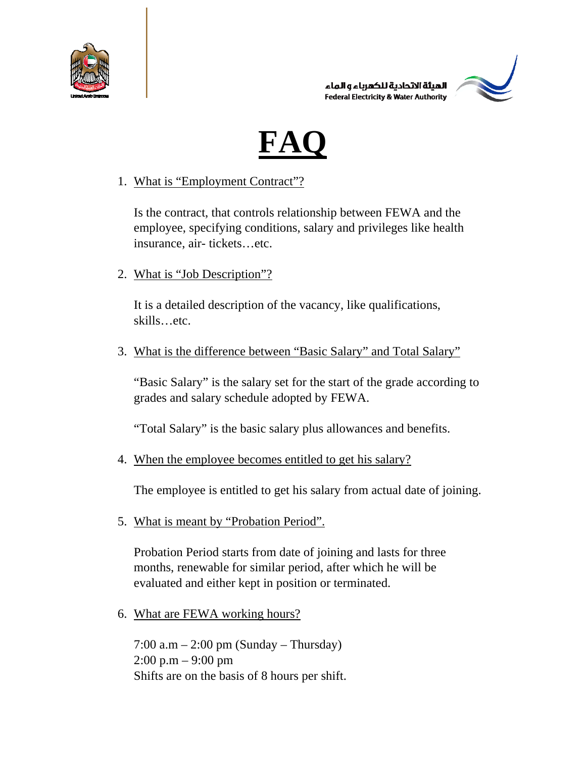الهيئة الاتحادية للكهرباء و الماء
Federal Electricity & Water Authority

# FAQ

1. What is "Employment Contract"?

   Is the contract, that controls relationship between FEWA and the employee, specifying conditions, salary and privileges like health insurance, air- tickets…etc.

2. What is "Job Description"?

   It is a detailed description of the vacancy, like qualifications, skills…etc.

3. What is the difference between "Basic Salary" and Total Salary"

   "Basic Salary" is the salary set for the start of the grade according to grades and salary schedule adopted by FEWA.

   "Total Salary" is the basic salary plus allowances and benefits.

4. When the employee becomes entitled to get his salary?

   The employee is entitled to get his salary from actual date of joining.

5. What is meant by "Probation Period".

   Probation Period starts from date of joining and lasts for three months, renewable for similar period, after which he will be evaluated and either kept in position or terminated.

6. What are FEWA working hours?

   7:00 a.m – 2:00 pm (Sunday – Thursday)
   2:00 p.m – 9:00 pm
   Shifts are on the basis of 8 hours per shift.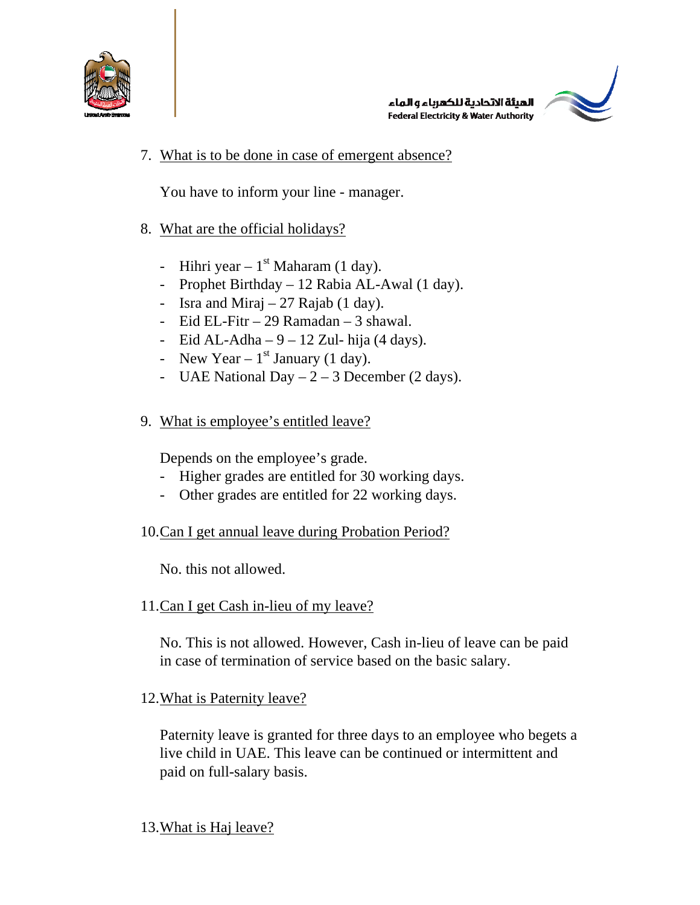7. What is to be done in case of emergent absence?

   You have to inform your line - manager.

8. What are the official holidays?

   - Hihri year – 1st Maharam (1 day).
   - Prophet Birthday – 12 Rabia AL-Awal (1 day).
   - Isra and Miraj – 27 Rajab (1 day).
   - Eid EL-Fitr – 29 Ramadan – 3 shawal.
   - Eid AL-Adha – 9 – 12 Zul- hija (4 days).
   - New Year – 1st January (1 day).
   - UAE National Day – 2 – 3 December (2 days).

9. What is employee's entitled leave?

   Depends on the employee's grade.
   - Higher grades are entitled for 30 working days.
   - Other grades are entitled for 22 working days.

10. Can I get annual leave during Probation Period?

    No. this not allowed.

11. Can I get Cash in-lieu of my leave?

    No. This is not allowed. However, Cash in-lieu of leave can be paid in case of termination of service based on the basic salary.

12. What is Paternity leave?

    Paternity leave is granted for three days to an employee who begets a live child in UAE. This leave can be continued or intermittent and paid on full-salary basis.

13. What is Haj leave?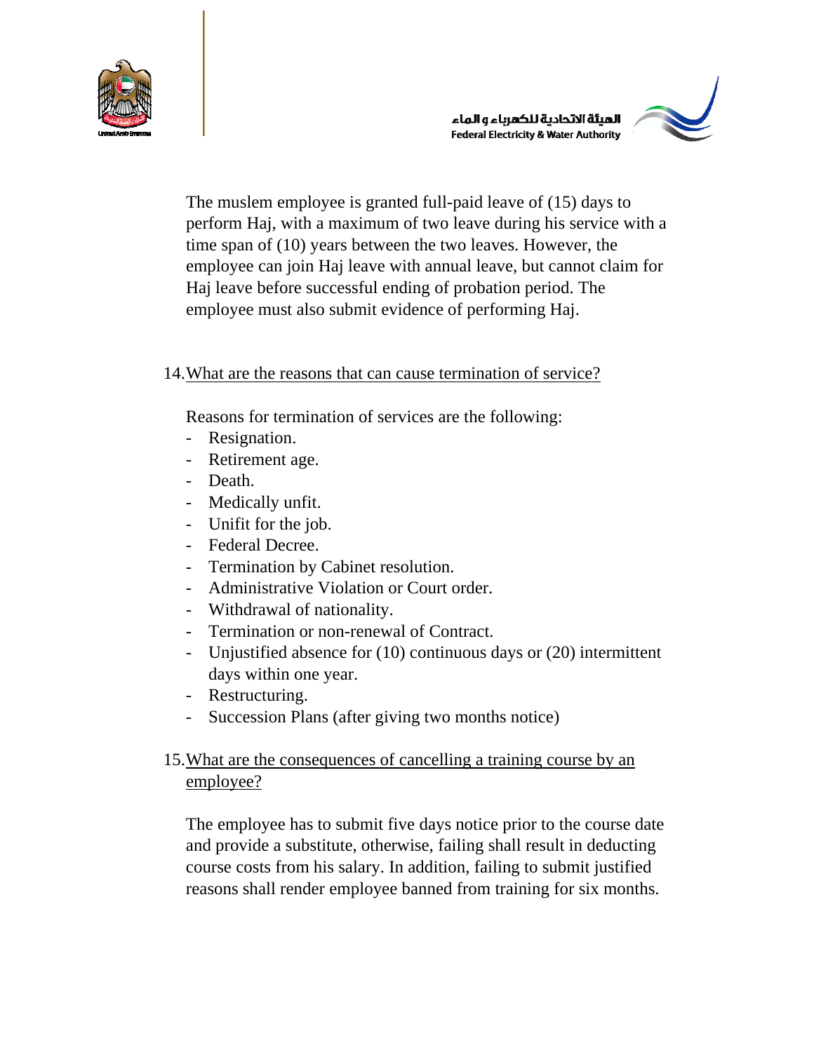The muslem employee is granted full-paid leave of (15) days to perform Haj, with a maximum of two leave during his service with a time span of (10) years between the two leaves. However, the employee can join Haj leave with annual leave, but cannot claim for Haj leave before successful ending of probation period. The employee must also submit evidence of performing Haj.

14. <u>What are the reasons that can cause termination of service?</u>

Reasons for termination of services are the following:

- Resignation.
- Retirement age.
- Death.
- Medically unfit.
- Unifit for the job.
- Federal Decree.
- Termination by Cabinet resolution.
- Administrative Violation or Court order.
- Withdrawal of nationality.
- Termination or non-renewal of Contract.
- Unjustified absence for (10) continuous days or (20) intermittent days within one year.
- Restructuring.
- Succession Plans (after giving two months notice)

15. <u>What are the consequences of cancelling a training course by an employee?</u>

The employee has to submit five days notice prior to the course date and provide a substitute, otherwise, failing shall result in deducting course costs from his salary. In addition, failing to submit justified reasons shall render employee banned from training for six months.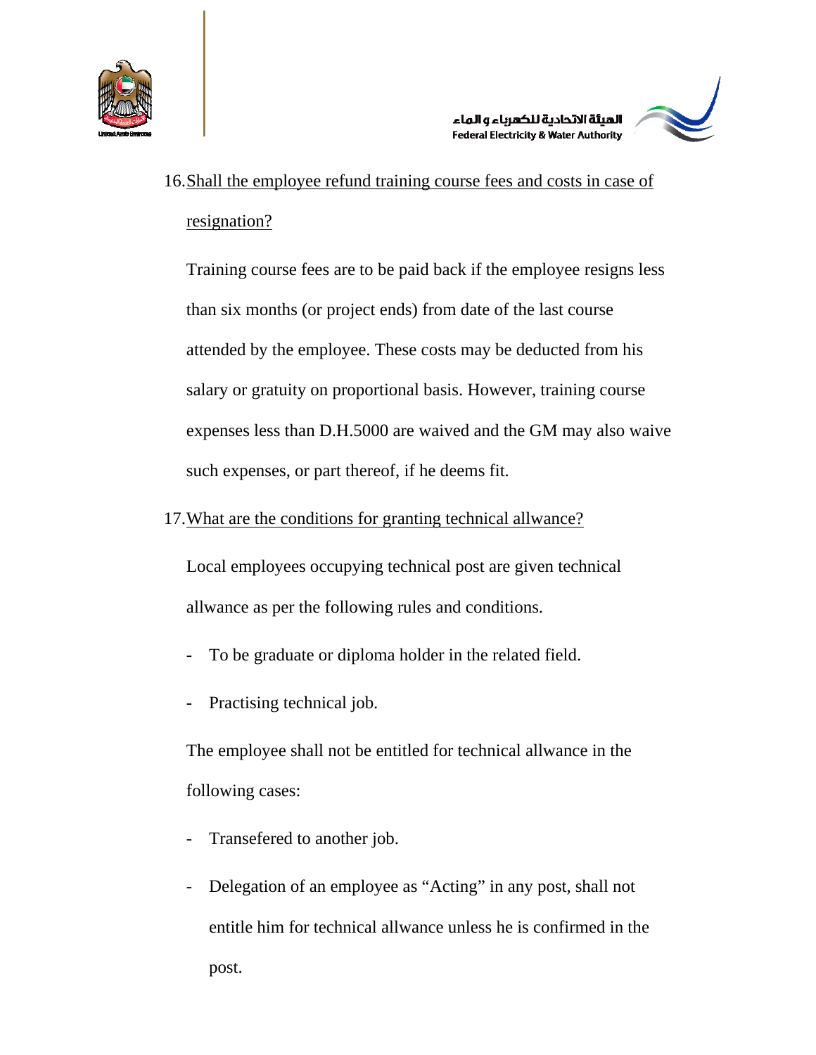16. Shall the employee refund training course fees and costs in case of resignation?

    Training course fees are to be paid back if the employee resigns less than six months (or project ends) from date of the last course attended by the employee. These costs may be deducted from his salary or gratuity on proportional basis. However, training course expenses less than D.H.5000 are waived and the GM may also waive such expenses, or part thereof, if he deems fit.

17. What are the conditions for granting technical allwance?

    Local employees occupying technical post are given technical allwance as per the following rules and conditions.

    - To be graduate or diploma holder in the related field.
    - Practising technical job.

    The employee shall not be entitled for technical allwance in the following cases:

    - Transefered to another job.
    - Delegation of an employee as "Acting" in any post, shall not entitle him for technical allwance unless he is confirmed in the post.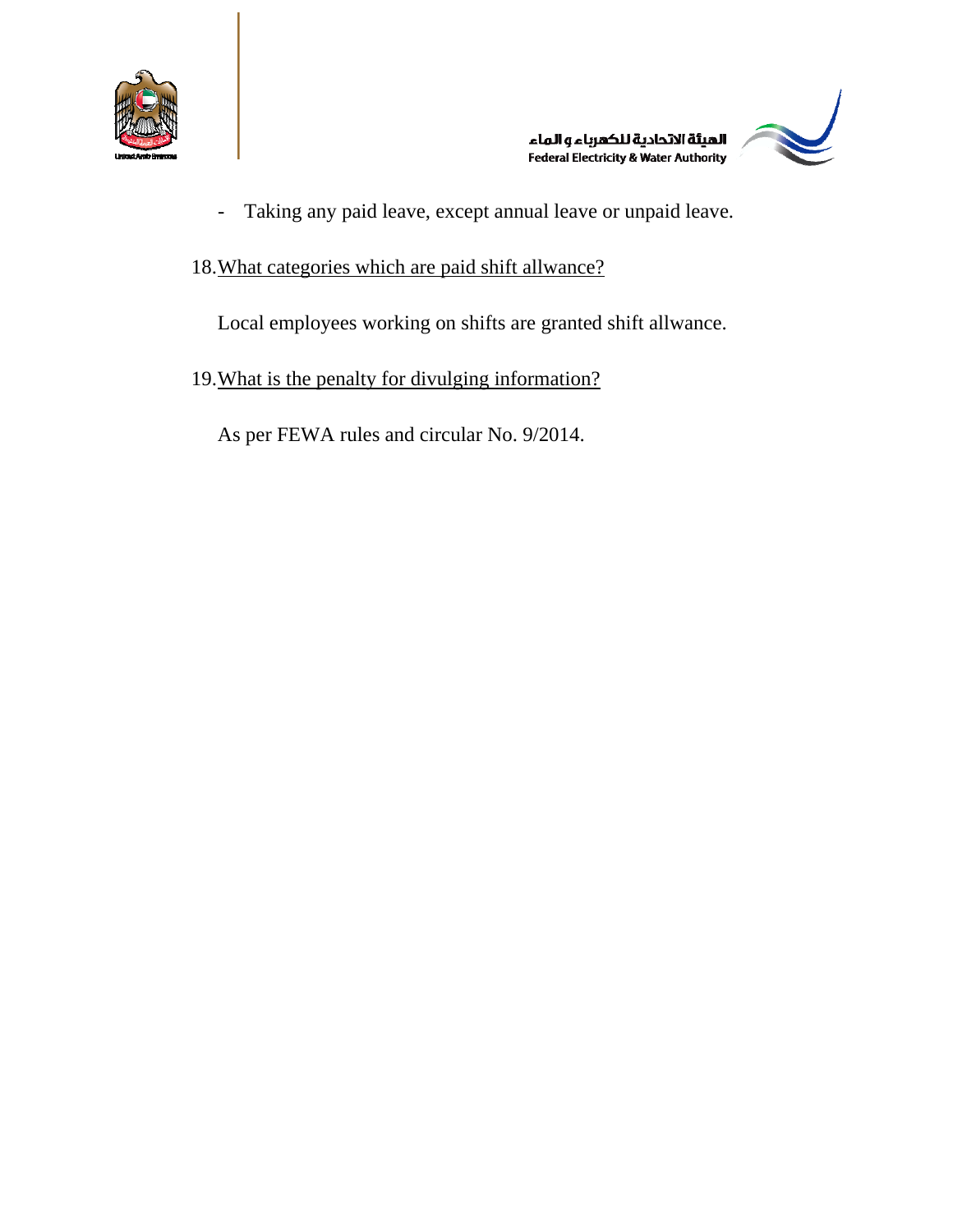- Taking any paid leave, except annual leave or unpaid leave.

18. What categories which are paid shift allwance?

Local employees working on shifts are granted shift allwance.

19. What is the penalty for divulging information?

As per FEWA rules and circular No. 9/2014.